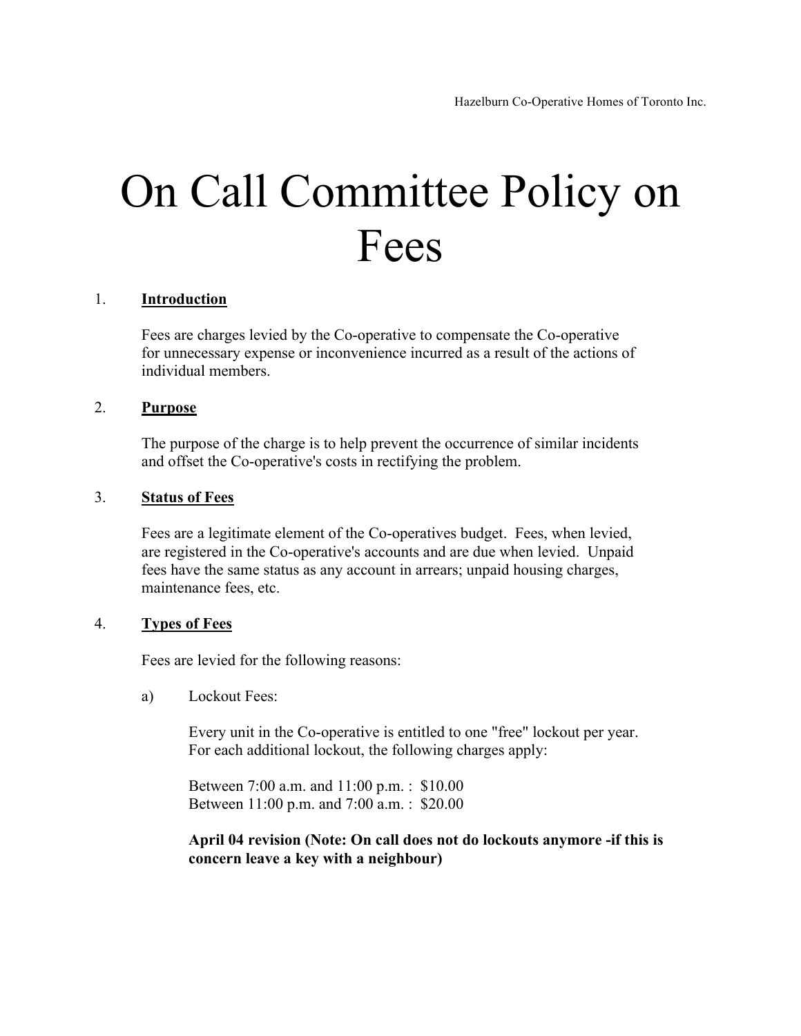Hazelburn Co-Operative Homes of Toronto Inc.

# On Call Committee Policy on Fees

## 1. Introduction

Fees are charges levied by the Co-operative to compensate the Co-operative for unnecessary expense or inconvenience incurred as a result of the actions of individual members.

## 2. Purpose

The purpose of the charge is to help prevent the occurrence of similar incidents and offset the Co-operative's costs in rectifying the problem.

## 3. Status of Fees

Fees are a legitimate element of the Co-operatives budget. Fees, when levied, are registered in the Co-operative's accounts and are due when levied. Unpaid fees have the same status as any account in arrears; unpaid housing charges, maintenance fees, etc.

## 4. Types of Fees

Fees are levied for the following reasons:

a) Lockout Fees:

Every unit in the Co-operative is entitled to one "free" lockout per year. For each additional lockout, the following charges apply:

Between 7:00 a.m. and 11:00 p.m. : $10.00
Between 11:00 p.m. and 7:00 a.m. : $20.00

**April 04 revision (Note: On call does not do lockouts anymore -if this is concern leave a key with a neighbour)**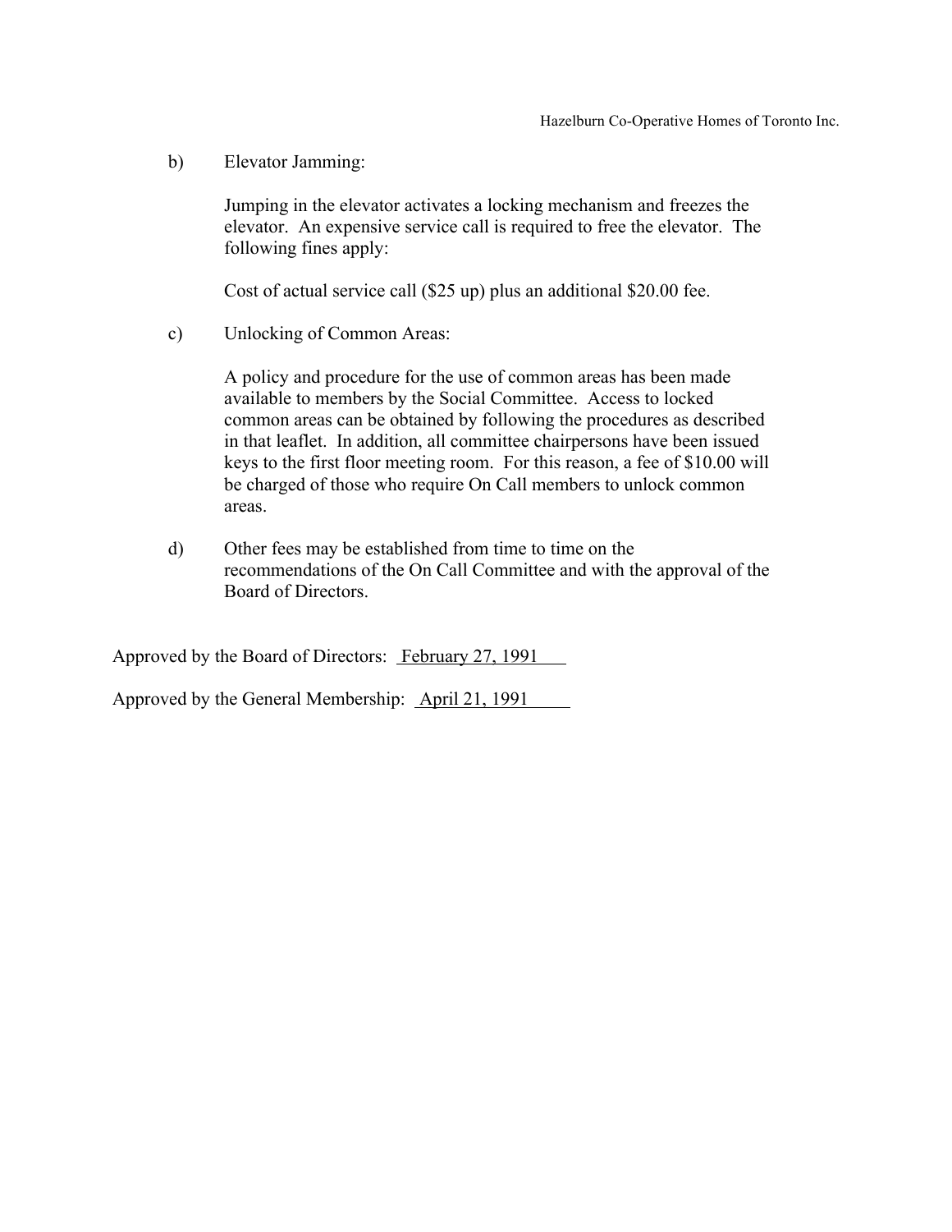b) Elevator Jamming:

Jumping in the elevator activates a locking mechanism and freezes the elevator. An expensive service call is required to free the elevator. The following fines apply:

Cost of actual service call ($25 up) plus an additional $20.00 fee.

c) Unlocking of Common Areas:

A policy and procedure for the use of common areas has been made available to members by the Social Committee. Access to locked common areas can be obtained by following the procedures as described in that leaflet. In addition, all committee chairpersons have been issued keys to the first floor meeting room. For this reason, a fee of $10.00 will be charged of those who require On Call members to unlock common areas.

d) Other fees may be established from time to time on the recommendations of the On Call Committee and with the approval of the Board of Directors.

Approved by the Board of Directors: February 27, 1991

Approved by the General Membership: April 21, 1991